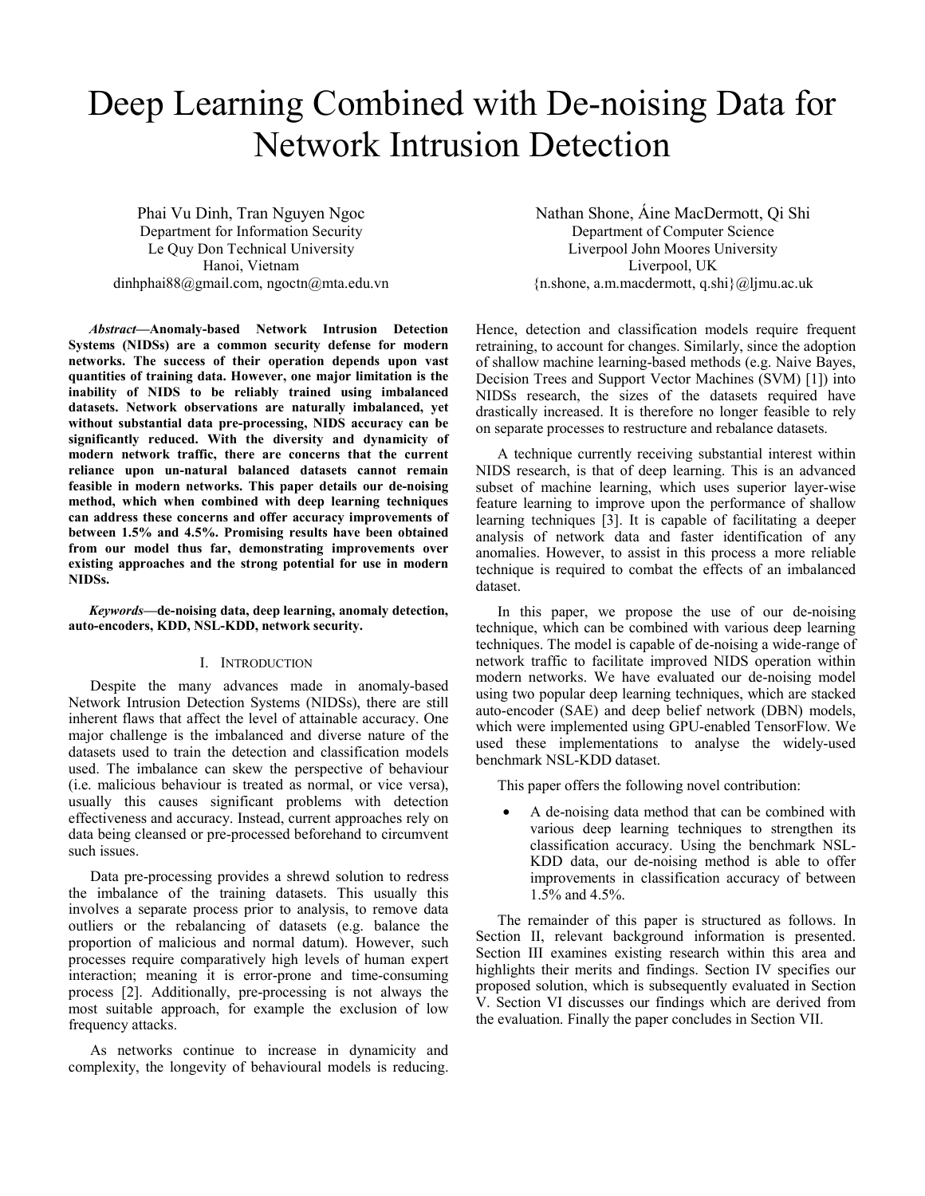# Deep Learning Combined with De-noising Data for Network Intrusion Detection

Phai Vu Dinh, Tran Nguyen Ngoc
Department for Information Security
Le Quy Don Technical University
Hanoi, Vietnam
dinhphai88@gmail.com, ngoctn@mta.edu.vn

Nathan Shone, Áine MacDermott, Qi Shi
Department of Computer Science
Liverpool John Moores University
Liverpool, UK
{n.shone, a.m.macdermott, q.shi}@ljmu.ac.uk

***Abstract*—Anomaly-based Network Intrusion Detection Systems (NIDSs) are a common security defense for modern networks. The success of their operation depends upon vast quantities of training data. However, one major limitation is the inability of NIDS to be reliably trained using imbalanced datasets. Network observations are naturally imbalanced, yet without substantial data pre-processing, NIDS accuracy can be significantly reduced. With the diversity and dynamicity of modern network traffic, there are concerns that the current reliance upon un-natural balanced datasets cannot remain feasible in modern networks. This paper details our de-noising method, which when combined with deep learning techniques can address these concerns and offer accuracy improvements of between 1.5% and 4.5%. Promising results have been obtained from our model thus far, demonstrating improvements over existing approaches and the strong potential for use in modern NIDSs.**

***Keywords*—de-noising data, deep learning, anomaly detection, auto-encoders, KDD, NSL-KDD, network security.**

## I. Introduction

Despite the many advances made in anomaly-based Network Intrusion Detection Systems (NIDSs), there are still inherent flaws that affect the level of attainable accuracy. One major challenge is the imbalanced and diverse nature of the datasets used to train the detection and classification models used. The imbalance can skew the perspective of behaviour (i.e. malicious behaviour is treated as normal, or vice versa), usually this causes significant problems with detection effectiveness and accuracy. Instead, current approaches rely on data being cleansed or pre-processed beforehand to circumvent such issues.

Data pre-processing provides a shrewd solution to redress the imbalance of the training datasets. This usually this involves a separate process prior to analysis, to remove data outliers or the rebalancing of datasets (e.g. balance the proportion of malicious and normal datum). However, such processes require comparatively high levels of human expert interaction; meaning it is error-prone and time-consuming process [2]. Additionally, pre-processing is not always the most suitable approach, for example the exclusion of low frequency attacks.

As networks continue to increase in dynamicity and complexity, the longevity of behavioural models is reducing. Hence, detection and classification models require frequent retraining, to account for changes. Similarly, since the adoption of shallow machine learning-based methods (e.g. Naive Bayes, Decision Trees and Support Vector Machines (SVM) [1]) into NIDSs research, the sizes of the datasets required have drastically increased. It is therefore no longer feasible to rely on separate processes to restructure and rebalance datasets.

A technique currently receiving substantial interest within NIDS research, is that of deep learning. This is an advanced subset of machine learning, which uses superior layer-wise feature learning to improve upon the performance of shallow learning techniques [3]. It is capable of facilitating a deeper analysis of network data and faster identification of any anomalies. However, to assist in this process a more reliable technique is required to combat the effects of an imbalanced dataset.

In this paper, we propose the use of our de-noising technique, which can be combined with various deep learning techniques. The model is capable of de-noising a wide-range of network traffic to facilitate improved NIDS operation within modern networks. We have evaluated our de-noising model using two popular deep learning techniques, which are stacked auto-encoder (SAE) and deep belief network (DBN) models, which were implemented using GPU-enabled TensorFlow. We used these implementations to analyse the widely-used benchmark NSL-KDD dataset.

This paper offers the following novel contribution:

- A de-noising data method that can be combined with various deep learning techniques to strengthen its classification accuracy. Using the benchmark NSL-KDD data, our de-noising method is able to offer improvements in classification accuracy of between 1.5% and 4.5%.

The remainder of this paper is structured as follows. In Section II, relevant background information is presented. Section III examines existing research within this area and highlights their merits and findings. Section IV specifies our proposed solution, which is subsequently evaluated in Section V. Section VI discusses our findings which are derived from the evaluation. Finally the paper concludes in Section VII.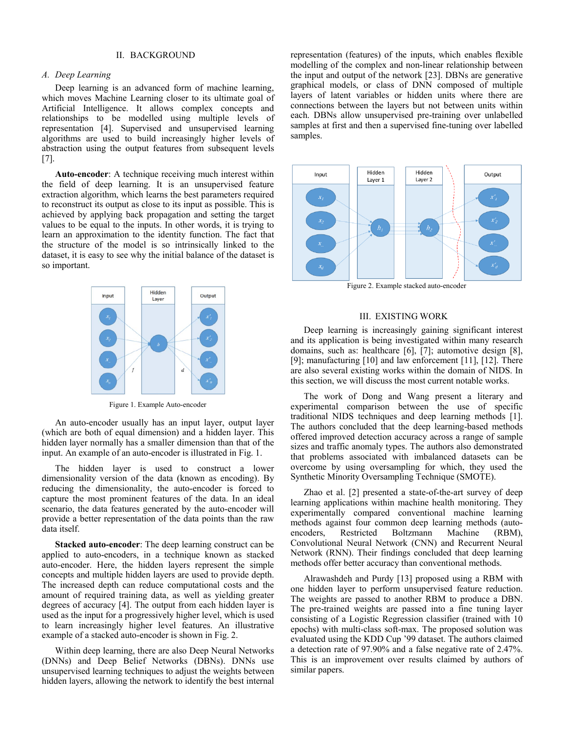## II. BACKGROUND

### A. Deep Learning

Deep learning is an advanced form of machine learning, which moves Machine Learning closer to its ultimate goal of Artificial Intelligence. It allows complex concepts and relationships to be modelled using multiple levels of representation [4]. Supervised and unsupervised learning algorithms are used to build increasingly higher levels of abstraction using the output features from subsequent levels [7].

**Auto-encoder**: A technique receiving much interest within the field of deep learning. It is an unsupervised feature extraction algorithm, which learns the best parameters required to reconstruct its output as close to its input as possible. This is achieved by applying back propagation and setting the target values to be equal to the inputs. In other words, it is trying to learn an approximation to the identity function. The fact that the structure of the model is so intrinsically linked to the dataset, it is easy to see why the initial balance of the dataset is so important.

Figure 1. Example Auto-encoder

An auto-encoder usually has an input layer, output layer (which are both of equal dimension) and a hidden layer. This hidden layer normally has a smaller dimension than that of the input. An example of an auto-encoder is illustrated in Fig. 1.

The hidden layer is used to construct a lower dimensionality version of the data (known as encoding). By reducing the dimensionality, the auto-encoder is forced to capture the most prominent features of the data. In an ideal scenario, the data features generated by the auto-encoder will provide a better representation of the data points than the raw data itself.

**Stacked auto-encoder**: The deep learning construct can be applied to auto-encoders, in a technique known as stacked auto-encoder. Here, the hidden layers represent the simple concepts and multiple hidden layers are used to provide depth. The increased depth can reduce computational costs and the amount of required training data, as well as yielding greater degrees of accuracy [4]. The output from each hidden layer is used as the input for a progressively higher level, which is used to learn increasingly higher level features. An illustrative example of a stacked auto-encoder is shown in Fig. 2.

Within deep learning, there are also Deep Neural Networks (DNNs) and Deep Belief Networks (DBNs). DNNs use unsupervised learning techniques to adjust the weights between hidden layers, allowing the network to identify the best internal representation (features) of the inputs, which enables flexible modelling of the complex and non-linear relationship between the input and output of the network [23]. DBNs are generative graphical models, or class of DNN composed of multiple layers of latent variables or hidden units where there are connections between the layers but not between units within each. DBNs allow unsupervised pre-training over unlabelled samples at first and then a supervised fine-tuning over labelled samples.

Figure 2. Example stacked auto-encoder

## III. EXISTING WORK

Deep learning is increasingly gaining significant interest and its application is being investigated within many research domains, such as: healthcare [6], [7]; automotive design [8], [9]; manufacturing [10] and law enforcement [11], [12]. There are also several existing works within the domain of NIDS. In this section, we will discuss the most current notable works.

The work of Dong and Wang present a literary and experimental comparison between the use of specific traditional NIDS techniques and deep learning methods [1]. The authors concluded that the deep learning-based methods offered improved detection accuracy across a range of sample sizes and traffic anomaly types. The authors also demonstrated that problems associated with imbalanced datasets can be overcome by using oversampling for which, they used the Synthetic Minority Oversampling Technique (SMOTE).

Zhao et al. [2] presented a state-of-the-art survey of deep learning applications within machine health monitoring. They experimentally compared conventional machine learning methods against four common deep learning methods (auto-encoders, Restricted Boltzmann Machine (RBM), Convolutional Neural Network (CNN) and Recurrent Neural Network (RNN). Their findings concluded that deep learning methods offer better accuracy than conventional methods.

Alrawashdeh and Purdy [13] proposed using a RBM with one hidden layer to perform unsupervised feature reduction. The weights are passed to another RBM to produce a DBN. The pre-trained weights are passed into a fine tuning layer consisting of a Logistic Regression classifier (trained with 10 epochs) with multi-class soft-max. The proposed solution was evaluated using the KDD Cup '99 dataset. The authors claimed a detection rate of 97.90% and a false negative rate of 2.47%. This is an improvement over results claimed by authors of similar papers.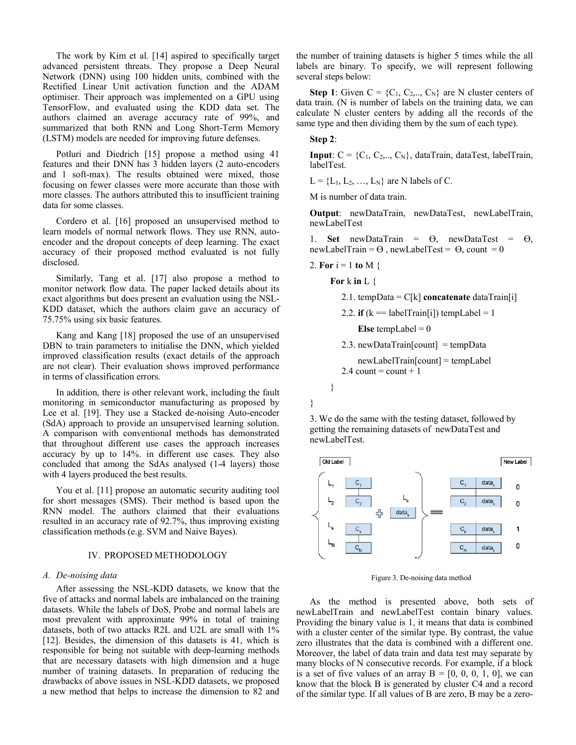The work by Kim et al. [14] aspired to specifically target advanced persistent threats. They propose a Deep Neural Network (DNN) using 100 hidden units, combined with the Rectified Linear Unit activation function and the ADAM optimiser. Their approach was implemented on a GPU using TensorFlow, and evaluated using the KDD data set. The authors claimed an average accuracy rate of 99%, and summarized that both RNN and Long Short-Term Memory (LSTM) models are needed for improving future defenses.

Potluri and Diedrich [15] propose a method using 41 features and their DNN has 3 hidden layers (2 auto-encoders and 1 soft-max). The results obtained were mixed, those focusing on fewer classes were more accurate than those with more classes. The authors attributed this to insufficient training data for some classes.

Cordero et al. [16] proposed an unsupervised method to learn models of normal network flows. They use RNN, auto-encoder and the dropout concepts of deep learning. The exact accuracy of their proposed method evaluated is not fully disclosed.

Similarly, Tang et al. [17] also propose a method to monitor network flow data. The paper lacked details about its exact algorithms but does present an evaluation using the NSL-KDD dataset, which the authors claim gave an accuracy of 75.75% using six basic features.

Kang and Kang [18] proposed the use of an unsupervised DBN to train parameters to initialise the DNN, which yielded improved classification results (exact details of the approach are not clear). Their evaluation shows improved performance in terms of classification errors.

In addition, there is other relevant work, including the fault monitoring in semiconductor manufacturing as proposed by Lee et al. [19]. They use a Stacked de-noising Auto-encoder (SdA) approach to provide an unsupervised learning solution. A comparison with conventional methods has demonstrated that throughout different use cases the approach increases accuracy by up to 14%. in different use cases. They also concluded that among the SdAs analysed (1-4 layers) those with 4 layers produced the best results.

You et al. [11] propose an automatic security auditing tool for short messages (SMS). Their method is based upon the RNN model. The authors claimed that their evaluations resulted in an accuracy rate of 92.7%, thus improving existing classification methods (e.g. SVM and Naive Bayes).

## IV. PROPOSED METHODOLOGY

### *A. De-noising data*

After assessing the NSL-KDD datasets, we know that the five of attacks and normal labels are imbalanced on the training datasets. While the labels of DoS, Probe and normal labels are most prevalent with approximate 99% in total of training datasets, both of two attacks R2L and U2L are small with 1% [12]. Besides, the dimension of this datasets is 41, which is responsible for being not suitable with deep-learning methods that are necessary datasets with high dimension and a huge number of training datasets. In preparation of reducing the drawbacks of above issues in NSL-KDD datasets, we proposed a new method that helps to increase the dimension to 82 and the number of training datasets is higher 5 times while the all labels are binary. To specify, we will represent following several steps below:

**Step 1**: Given $C = \{C_1, C_2,.., C_N\}$ are N cluster centers of data train. (N is number of labels on the training data, we can calculate N cluster centers by adding all the records of the same type and then dividing them by the sum of each type).

**Step 2**:

**Input**: $C = \{C_1, C_2,.., C_N\}$, dataTrain, dataTest, labelTrain, labelTest.

$L = \{L_1, L_2, \ldots, L_N\}$ are N labels of C.

M is number of data train.

**Output**: newDataTrain, newDataTest, newLabelTrain, newLabelTest

1. **Set** newDataTrain = Ɵ, newDataTest = Ɵ, newLabelTrain = Ɵ , newLabelTest = Ɵ, count = 0

2. **For** i = 1 **to** M {

  **For** k **in** L {

   2.1. tempData = C[k] **concatenate** dataTrain[i]

   2.2. **if** (k == labelTrain[i]) tempLabel = 1

    **Else** tempLabel = 0

   2.3. newDataTrain[count] = tempData

    newLabelTrain[count] = tempLabel

   2.4 count = count + 1

  }

}

3. We do the same with the testing dataset, followed by getting the remaining datasets of newDataTest and newLabelTest.

Figure 3. De-noising data method

As the method is presented above, both sets of newLabelTrain and newLabelTest contain binary values. Providing the binary value is 1, it means that data is combined with a cluster center of the similar type. By contrast, the value zero illustrates that the data is combined with a different one. Moreover, the label of data train and data test may separate by many blocks of N consecutive records. For example, if a block is a set of five values of an array B = [0, 0, 0, 1, 0], we can know that the block B is generated by cluster C4 and a record of the similar type. If all values of B are zero, B may be a zero-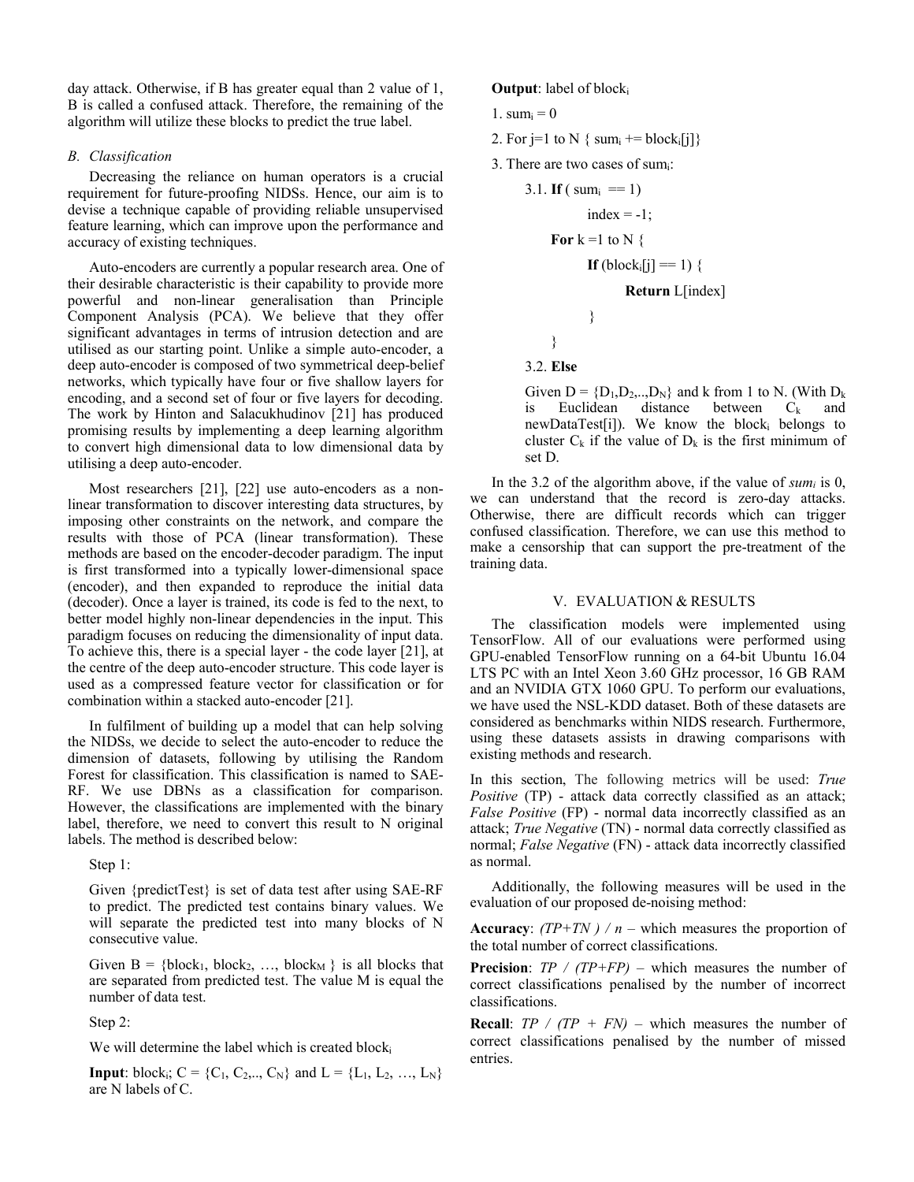day attack. Otherwise, if B has greater equal than 2 value of 1, B is called a confused attack. Therefore, the remaining of the algorithm will utilize these blocks to predict the true label.

### B. Classification

Decreasing the reliance on human operators is a crucial requirement for future-proofing NIDSs. Hence, our aim is to devise a technique capable of providing reliable unsupervised feature learning, which can improve upon the performance and accuracy of existing techniques.

Auto-encoders are currently a popular research area. One of their desirable characteristic is their capability to provide more powerful and non-linear generalisation than Principle Component Analysis (PCA). We believe that they offer significant advantages in terms of intrusion detection and are utilised as our starting point. Unlike a simple auto-encoder, a deep auto-encoder is composed of two symmetrical deep-belief networks, which typically have four or five shallow layers for encoding, and a second set of four or five layers for decoding. The work by Hinton and Salacukhudinov [21] has produced promising results by implementing a deep learning algorithm to convert high dimensional data to low dimensional data by utilising a deep auto-encoder.

Most researchers [21], [22] use auto-encoders as a non-linear transformation to discover interesting data structures, by imposing other constraints on the network, and compare the results with those of PCA (linear transformation). These methods are based on the encoder-decoder paradigm. The input is first transformed into a typically lower-dimensional space (encoder), and then expanded to reproduce the initial data (decoder). Once a layer is trained, its code is fed to the next, to better model highly non-linear dependencies in the input. This paradigm focuses on reducing the dimensionality of input data. To achieve this, there is a special layer - the code layer [21], at the centre of the deep auto-encoder structure. This code layer is used as a compressed feature vector for classification or for combination within a stacked auto-encoder [21].

In fulfilment of building up a model that can help solving the NIDSs, we decide to select the auto-encoder to reduce the dimension of datasets, following by utilising the Random Forest for classification. This classification is named to SAE-RF. We use DBNs as a classification for comparison. However, the classifications are implemented with the binary label, therefore, we need to convert this result to N original labels. The method is described below:

Step 1:

Given {predictTest} is set of data test after using SAE-RF to predict. The predicted test contains binary values. We will separate the predicted test into many blocks of N consecutive value.

Given B = {$block_1$, $block_2$, …, $block_M$ } is all blocks that are separated from predicted test. The value M is equal the number of data test.

Step 2:

We will determine the label which is created $block_i$

**Input**: $block_i$; C = {$C_1$, $C_2$,.., $C_N$} and L = {$L_1$, $L_2$, …, $L_N$} are N labels of C.

**Output**: label of $block_i$

1. $sum_i$ = 0

2. For j=1 to N { $sum_i$ += $block_i$[j]}

3. There are two cases of $sum_i$:

3.1. **If** ( $sum_i$ == 1)

index = -1;

**For** k =1 to N {

**If** ($block_i$[j] == 1) {

**Return** L[index]

}

}

3.2. **Else**

Given D = {$D_1$,$D_2$,..,$D_N$} and k from 1 to N. (With $D_k$ is Euclidean distance between $C_k$ and newDataTest[i]). We know the $block_i$ belongs to cluster $C_k$ if the value of $D_k$ is the first minimum of set D.

In the 3.2 of the algorithm above, if the value of $sum_i$ is 0, we can understand that the record is zero-day attacks. Otherwise, there are difficult records which can trigger confused classification. Therefore, we can use this method to make a censorship that can support the pre-treatment of the training data.

## V. EVALUATION & RESULTS

The classification models were implemented using TensorFlow. All of our evaluations were performed using GPU-enabled TensorFlow running on a 64-bit Ubuntu 16.04 LTS PC with an Intel Xeon 3.60 GHz processor, 16 GB RAM and an NVIDIA GTX 1060 GPU. To perform our evaluations, we have used the NSL-KDD dataset. Both of these datasets are considered as benchmarks within NIDS research. Furthermore, using these datasets assists in drawing comparisons with existing methods and research.

In this section, The following metrics will be used: *True Positive* (TP) - attack data correctly classified as an attack; *False Positive* (FP) - normal data incorrectly classified as an attack; *True Negative* (TN) - normal data correctly classified as normal; *False Negative* (FN) - attack data incorrectly classified as normal.

Additionally, the following measures will be used in the evaluation of our proposed de-noising method:

**Accuracy**: $(TP+TN) / n$ – which measures the proportion of the total number of correct classifications.

**Precision**: $TP / (TP+FP)$ – which measures the number of correct classifications penalised by the number of incorrect classifications.

**Recall**: $TP / (TP + FN)$ – which measures the number of correct classifications penalised by the number of missed entries.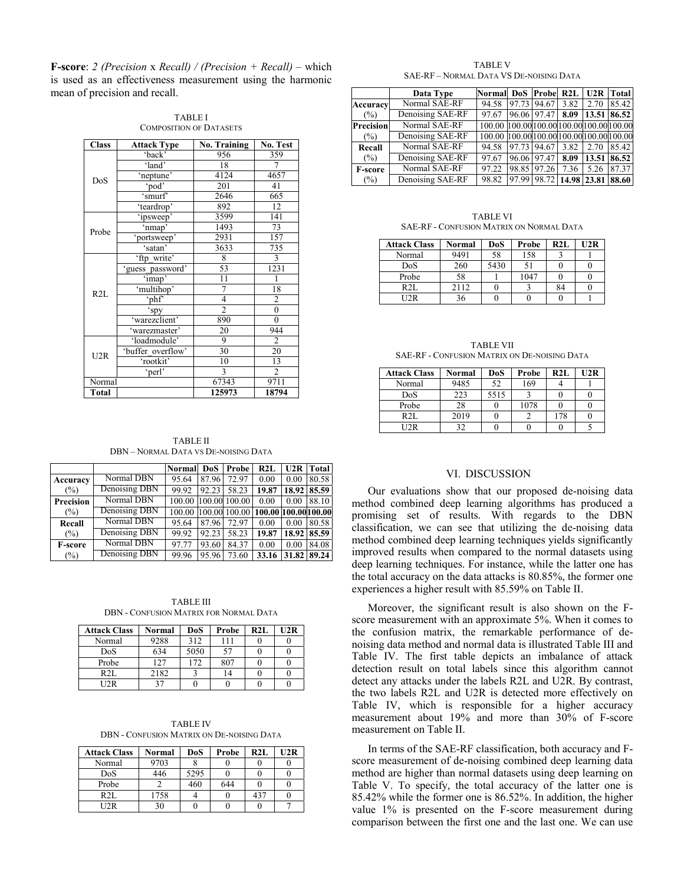**F-score**: *2 (Precision* x *Recall) / (Precision + Recall)* – which is used as an effectiveness measurement using the harmonic mean of precision and recall.

TABLE I
COMPOSITION OF DATASETS

| Class | Attack Type | No. Training | No. Test |
|---|---|---|---|
| DoS | 'back' | 956 | 359 |
| | 'land' | 18 | 7 |
| | 'neptune' | 4124 | 4657 |
| | 'pod' | 201 | 41 |
| | 'smurf' | 2646 | 665 |
| | 'teardrop' | 892 | 12 |
| Probe | 'ipsweep' | 3599 | 141 |
| | 'nmap' | 1493 | 73 |
| | 'portsweep' | 2931 | 157 |
| | 'satan' | 3633 | 735 |
| R2L | 'ftp_write' | 8 | 3 |
| | 'guess_password' | 53 | 1231 |
| | 'imap' | 11 | 1 |
| | 'multihop' | 7 | 18 |
| | 'phf' | 4 | 2 |
| | 'spy | 2 | 0 |
| | 'warezclient' | 890 | 0 |
| | 'warezmaster' | 20 | 944 |
| U2R | 'loadmodule' | 9 | 2 |
| | 'buffer_overflow' | 30 | 20 |
| | 'rootkit' | 10 | 13 |
| | 'perl' | 3 | 2 |
| Normal | | 67343 | 9711 |
| **Total** | | **125973** | **18794** |

TABLE II
DBN – NORMAL DATA VS DE-NOISING DATA

| | | Normal | DoS | Probe | R2L | U2R | Total |
|---|---|---|---|---|---|---|---|
| **Accuracy** (%) | Normal DBN | 95.64 | 87.96 | 72.97 | 0.00 | 0.00 | 80.58 |
| | Denoising DBN | 99.92 | 92.23 | 58.23 | **19.87** | **18.92** | **85.59** |
| **Precision** (%) | Normal DBN | 100.00 | 100.00 | 100.00 | 0.00 | 0.00 | 88.10 |
| | Denoising DBN | 100.00 | 100.00 | 100.00 | **100.00** | **100.00** | **100.00** |
| **Recall** (%) | Normal DBN | 95.64 | 87.96 | 72.97 | 0.00 | 0.00 | 80.58 |
| | Denoising DBN | 99.92 | 92.23 | 58.23 | **19.87** | **18.92** | **85.59** |
| **F-score** (%) | Normal DBN | 97.77 | 93.60 | 84.37 | 0.00 | 0.00 | 84.08 |
| | Denoising DBN | 99.96 | 95.96 | 73.60 | **33.16** | **31.82** | **89.24** |

TABLE III
DBN - CONFUSION MATRIX FOR NORMAL DATA

| Attack Class | Normal | DoS | Probe | R2L | U2R |
|---|---|---|---|---|---|
| Normal | 9288 | 312 | 111 | 0 | 0 |
| DoS | 634 | 5050 | 57 | 0 | 0 |
| Probe | 127 | 172 | 807 | 0 | 0 |
| R2L | 2182 | 3 | 14 | 0 | 0 |
| U2R | 37 | 0 | 0 | 0 | 0 |

TABLE IV
DBN - CONFUSION MATRIX ON DE-NOISING DATA

| Attack Class | Normal | DoS | Probe | R2L | U2R |
|---|---|---|---|---|---|
| Normal | 9703 | 8 | 0 | 0 | 0 |
| DoS | 446 | 5295 | 0 | 0 | 0 |
| Probe | 2 | 460 | 644 | 0 | 0 |
| R2L | 1758 | 4 | 0 | 437 | 0 |
| U2R | 30 | 0 | 0 | 0 | 7 |

TABLE V
SAE-RF – NORMAL DATA VS DE-NOISING DATA

| | Data Type | Normal | DoS | Probe | R2L | U2R | Total |
|---|---|---|---|---|---|---|---|
| **Accuracy** (%) | Normal SAE-RF | 94.58 | 97.73 | 94.67 | 3.82 | 2.70 | 85.42 |
| | Denoising SAE-RF | 97.67 | 96.06 | 97.47 | **8.09** | **13.51** | **86.52** |
| **Precision** (%) | Normal SAE-RF | 100.00 | 100.00 | 100.00 | 100.00 | 100.00 | 100.00 |
| | Denoising SAE-RF | 100.00 | 100.00 | 100.00 | 100.00 | 100.00 | 100.00 |
| **Recall** (%) | Normal SAE-RF | 94.58 | 97.73 | 94.67 | 3.82 | 2.70 | 85.42 |
| | Denoising SAE-RF | 97.67 | 96.06 | 97.47 | **8.09** | **13.51** | **86.52** |
| **F-score** (%) | Normal SAE-RF | 97.22 | 98.85 | 97.26 | 7.36 | 5.26 | 87.37 |
| | Denoising SAE-RF | 98.82 | 97.99 | 98.72 | **14.98** | **23.81** | **88.60** |

TABLE VI
SAE-RF - CONFUSION MATRIX ON NORMAL DATA

| Attack Class | Normal | DoS | Probe | R2L | U2R |
|---|---|---|---|---|---|
| Normal | 9491 | 58 | 158 | 3 | 1 |
| DoS | 260 | 5430 | 51 | 0 | 0 |
| Probe | 58 | 1 | 1047 | 0 | 0 |
| R2L | 2112 | 0 | 3 | 84 | 0 |
| U2R | 36 | 0 | 0 | 0 | 1 |

TABLE VII
SAE-RF - CONFUSION MATRIX ON DE-NOISING DATA

| Attack Class | Normal | DoS | Probe | R2L | U2R |
|---|---|---|---|---|---|
| Normal | 9485 | 52 | 169 | 4 | 1 |
| DoS | 223 | 5515 | 3 | 0 | 0 |
| Probe | 28 | 0 | 1078 | 0 | 0 |
| R2L | 2019 | 0 | 2 | 178 | 0 |
| U2R | 32 | 0 | 0 | 0 | 5 |

## VI. DISCUSSION

Our evaluations show that our proposed de-noising data method combined deep learning algorithms has produced a promising set of results. With regards to the DBN classification, we can see that utilizing the de-noising data method combined deep learning techniques yields significantly improved results when compared to the normal datasets using deep learning techniques. For instance, while the latter one has the total accuracy on the data attacks is 80.85%, the former one experiences a higher result with 85.59% on Table II.

Moreover, the significant result is also shown on the F-score measurement with an approximate 5%. When it comes to the confusion matrix, the remarkable performance of de-noising data method and normal data is illustrated Table III and Table IV. The first table depicts an imbalance of attack detection result on total labels since this algorithm cannot detect any attacks under the labels R2L and U2R. By contrast, the two labels R2L and U2R is detected more effectively on Table IV, which is responsible for a higher accuracy measurement about 19% and more than 30% of F-score measurement on Table II.

In terms of the SAE-RF classification, both accuracy and F-score measurement of de-noising combined deep learning data method are higher than normal datasets using deep learning on Table V. To specify, the total accuracy of the latter one is 85.42% while the former one is 86.52%. In addition, the higher value 1% is presented on the F-score measurement during comparison between the first one and the last one. We can use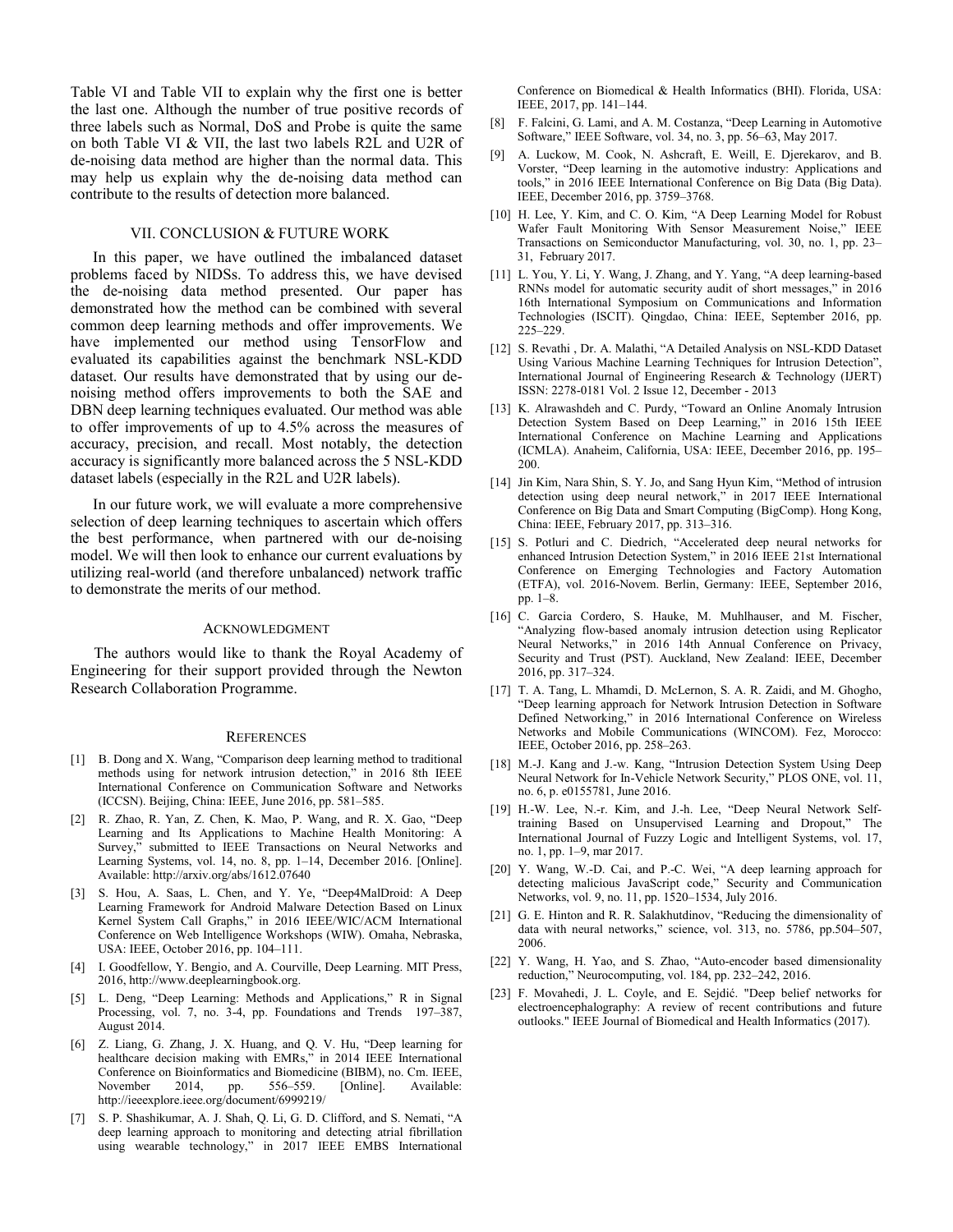Table VI and Table VII to explain why the first one is better the last one. Although the number of true positive records of three labels such as Normal, DoS and Probe is quite the same on both Table VI & VII, the last two labels R2L and U2R of de-noising data method are higher than the normal data. This may help us explain why the de-noising data method can contribute to the results of detection more balanced.

## VII. CONCLUSION & FUTURE WORK

In this paper, we have outlined the imbalanced dataset problems faced by NIDSs. To address this, we have devised the de-noising data method presented. Our paper has demonstrated how the method can be combined with several common deep learning methods and offer improvements. We have implemented our method using TensorFlow and evaluated its capabilities against the benchmark NSL-KDD dataset. Our results have demonstrated that by using our de-noising method offers improvements to both the SAE and DBN deep learning techniques evaluated. Our method was able to offer improvements of up to 4.5% across the measures of accuracy, precision, and recall. Most notably, the detection accuracy is significantly more balanced across the 5 NSL-KDD dataset labels (especially in the R2L and U2R labels).

In our future work, we will evaluate a more comprehensive selection of deep learning techniques to ascertain which offers the best performance, when partnered with our de-noising model. We will then look to enhance our current evaluations by utilizing real-world (and therefore unbalanced) network traffic to demonstrate the merits of our method.

## ACKNOWLEDGMENT

The authors would like to thank the Royal Academy of Engineering for their support provided through the Newton Research Collaboration Programme.

## REFERENCES

[1] B. Dong and X. Wang, "Comparison deep learning method to traditional methods using for network intrusion detection," in 2016 8th IEEE International Conference on Communication Software and Networks (ICCSN). Beijing, China: IEEE, June 2016, pp. 581–585.

[2] R. Zhao, R. Yan, Z. Chen, K. Mao, P. Wang, and R. X. Gao, "Deep Learning and Its Applications to Machine Health Monitoring: A Survey," submitted to IEEE Transactions on Neural Networks and Learning Systems, vol. 14, no. 8, pp. 1–14, December 2016. [Online]. Available: http://arxiv.org/abs/1612.07640

[3] S. Hou, A. Saas, L. Chen, and Y. Ye, "Deep4MalDroid: A Deep Learning Framework for Android Malware Detection Based on Linux Kernel System Call Graphs," in 2016 IEEE/WIC/ACM International Conference on Web Intelligence Workshops (WIW). Omaha, Nebraska, USA: IEEE, October 2016, pp. 104–111.

[4] I. Goodfellow, Y. Bengio, and A. Courville, Deep Learning. MIT Press, 2016, http://www.deeplearningbook.org.

[5] L. Deng, "Deep Learning: Methods and Applications," R in Signal Processing, vol. 7, no. 3-4, pp. Foundations and Trends 197–387, August 2014.

[6] Z. Liang, G. Zhang, J. X. Huang, and Q. V. Hu, "Deep learning for healthcare decision making with EMRs," in 2014 IEEE International Conference on Bioinformatics and Biomedicine (BIBM), no. Cm. IEEE, November 2014, pp. 556–559. [Online]. Available: http://ieeexplore.ieee.org/document/6999219/

[7] S. P. Shashikumar, A. J. Shah, Q. Li, G. D. Clifford, and S. Nemati, "A deep learning approach to monitoring and detecting atrial fibrillation using wearable technology," in 2017 IEEE EMBS International Conference on Biomedical & Health Informatics (BHI). Florida, USA: IEEE, 2017, pp. 141–144.

[8] F. Falcini, G. Lami, and A. M. Costanza, "Deep Learning in Automotive Software," IEEE Software, vol. 34, no. 3, pp. 56–63, May 2017.

[9] A. Luckow, M. Cook, N. Ashcraft, E. Weill, E. Djerekarov, and B. Vorster, "Deep learning in the automotive industry: Applications and tools," in 2016 IEEE International Conference on Big Data (Big Data). IEEE, December 2016, pp. 3759–3768.

[10] H. Lee, Y. Kim, and C. O. Kim, "A Deep Learning Model for Robust Wafer Fault Monitoring With Sensor Measurement Noise," IEEE Transactions on Semiconductor Manufacturing, vol. 30, no. 1, pp. 23–31, February 2017.

[11] L. You, Y. Li, Y. Wang, J. Zhang, and Y. Yang, "A deep learning-based RNNs model for automatic security audit of short messages," in 2016 16th International Symposium on Communications and Information Technologies (ISCIT). Qingdao, China: IEEE, September 2016, pp. 225–229.

[12] S. Revathi , Dr. A. Malathi, "A Detailed Analysis on NSL-KDD Dataset Using Various Machine Learning Techniques for Intrusion Detection", International Journal of Engineering Research & Technology (IJERT) ISSN: 2278-0181 Vol. 2 Issue 12, December - 2013

[13] K. Alrawashdeh and C. Purdy, "Toward an Online Anomaly Intrusion Detection System Based on Deep Learning," in 2016 15th IEEE International Conference on Machine Learning and Applications (ICMLA). Anaheim, California, USA: IEEE, December 2016, pp. 195–200.

[14] Jin Kim, Nara Shin, S. Y. Jo, and Sang Hyun Kim, "Method of intrusion detection using deep neural network," in 2017 IEEE International Conference on Big Data and Smart Computing (BigComp). Hong Kong, China: IEEE, February 2017, pp. 313–316.

[15] S. Potluri and C. Diedrich, "Accelerated deep neural networks for enhanced Intrusion Detection System," in 2016 IEEE 21st International Conference on Emerging Technologies and Factory Automation (ETFA), vol. 2016-Novem. Berlin, Germany: IEEE, September 2016, pp. 1–8.

[16] C. Garcia Cordero, S. Hauke, M. Muhlhauser, and M. Fischer, "Analyzing flow-based anomaly intrusion detection using Replicator Neural Networks," in 2016 14th Annual Conference on Privacy, Security and Trust (PST). Auckland, New Zealand: IEEE, December 2016, pp. 317–324.

[17] T. A. Tang, L. Mhamdi, D. McLernon, S. A. R. Zaidi, and M. Ghogho, "Deep learning approach for Network Intrusion Detection in Software Defined Networking," in 2016 International Conference on Wireless Networks and Mobile Communications (WINCOM). Fez, Morocco: IEEE, October 2016, pp. 258–263.

[18] M.-J. Kang and J.-w. Kang, "Intrusion Detection System Using Deep Neural Network for In-Vehicle Network Security," PLOS ONE, vol. 11, no. 6, p. e0155781, June 2016.

[19] H.-W. Lee, N.-r. Kim, and J.-h. Lee, "Deep Neural Network Self-training Based on Unsupervised Learning and Dropout," The International Journal of Fuzzy Logic and Intelligent Systems, vol. 17, no. 1, pp. 1–9, mar 2017.

[20] Y. Wang, W.-D. Cai, and P.-C. Wei, "A deep learning approach for detecting malicious JavaScript code," Security and Communication Networks, vol. 9, no. 11, pp. 1520–1534, July 2016.

[21] G. E. Hinton and R. R. Salakhutdinov, "Reducing the dimensionality of data with neural networks," science, vol. 313, no. 5786, pp.504–507, 2006.

[22] Y. Wang, H. Yao, and S. Zhao, "Auto-encoder based dimensionality reduction," Neurocomputing, vol. 184, pp. 232–242, 2016.

[23] F. Movahedi, J. L. Coyle, and E. Sejdić. "Deep belief networks for electroencephalography: A review of recent contributions and future outlooks." IEEE Journal of Biomedical and Health Informatics (2017).